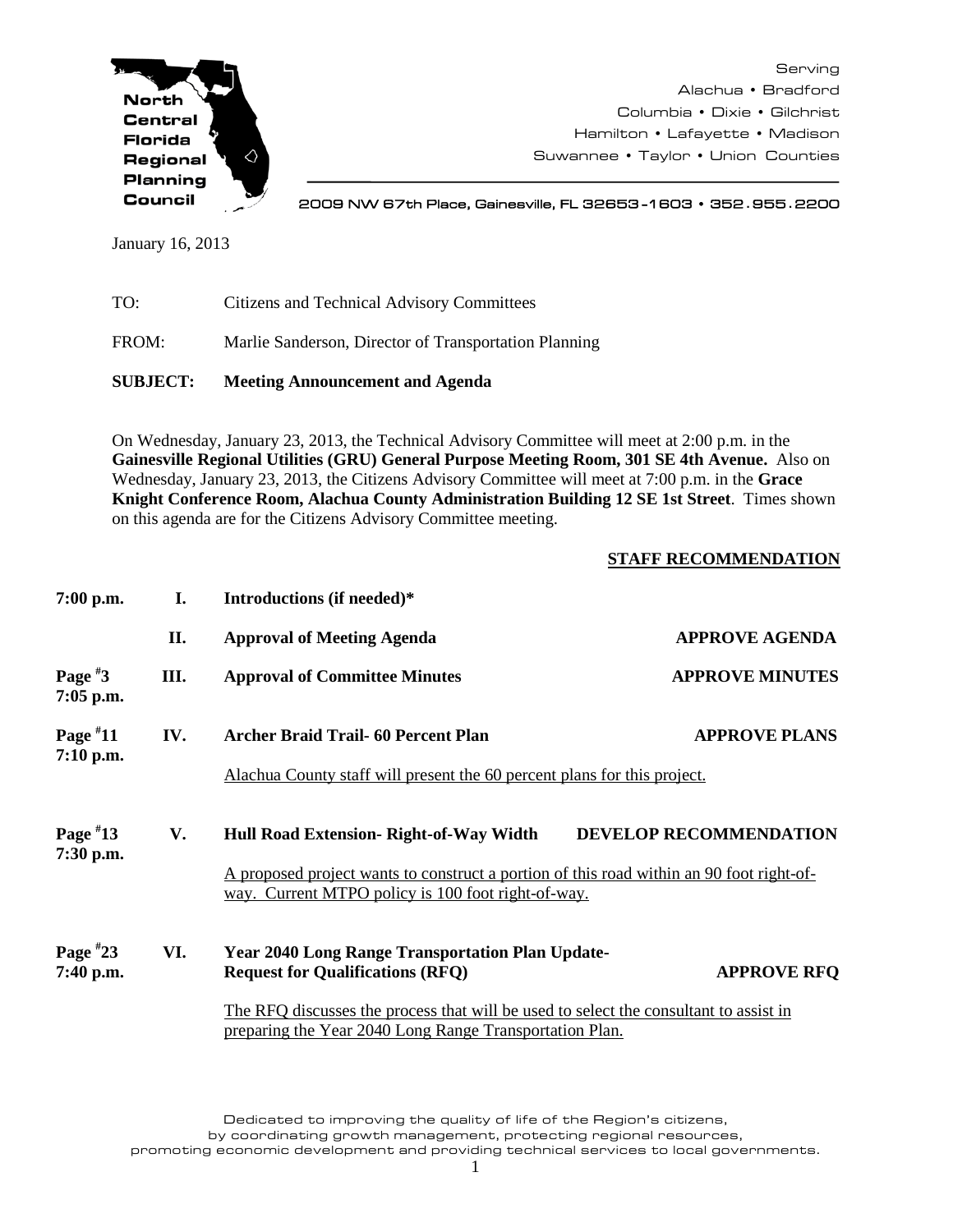North Central Florida Regional Planning Council

Serving
Alachua • Bradford
Columbia • Dixie • Gilchrist
Hamilton • Lafayette • Madison
Suwannee • Taylor • Union Counties

2009 NW 67th Place, Gainesville, FL 32653-1603 • 352.955.2200

January 16, 2013

TO: Citizens and Technical Advisory Committees

FROM: Marlie Sanderson, Director of Transportation Planning

**SUBJECT: Meeting Announcement and Agenda**

On Wednesday, January 23, 2013, the Technical Advisory Committee will meet at 2:00 p.m. in the **Gainesville Regional Utilities (GRU) General Purpose Meeting Room, 301 SE 4th Avenue.** Also on Wednesday, January 23, 2013, the Citizens Advisory Committee will meet at 7:00 p.m. in the **Grace Knight Conference Room, Alachua County Administration Building 12 SE 1st Street**. Times shown on this agenda are for the Citizens Advisory Committee meeting.

| | | | **STAFF RECOMMENDATION** |
|---|---|---|---|
| **7:00 p.m.** | **I.** | **Introductions (if needed)*** | |
| | **II.** | **Approval of Meeting Agenda** | **APPROVE AGENDA** |
| **Page #3 7:05 p.m.** | **III.** | **Approval of Committee Minutes** | **APPROVE MINUTES** |
| **Page #11 7:10 p.m.** | **IV.** | **Archer Braid Trail- 60 Percent Plan**<br>Alachua County staff will present the 60 percent plans for this project. | **APPROVE PLANS** |
| **Page #13 7:30 p.m.** | **V.** | **Hull Road Extension- Right-of-Way Width**<br>A proposed project wants to construct a portion of this road within an 90 foot right-of-way. Current MTPO policy is 100 foot right-of-way. | **DEVELOP RECOMMENDATION** |
| **Page #23 7:40 p.m.** | **VI.** | **Year 2040 Long Range Transportation Plan Update-Request for Qualifications (RFQ)**<br>The RFQ discusses the process that will be used to select the consultant to assist in preparing the Year 2040 Long Range Transportation Plan. | **APPROVE RFQ** |

Dedicated to improving the quality of life of the Region's citizens, by coordinating growth management, protecting regional resources, promoting economic development and providing technical services to local governments.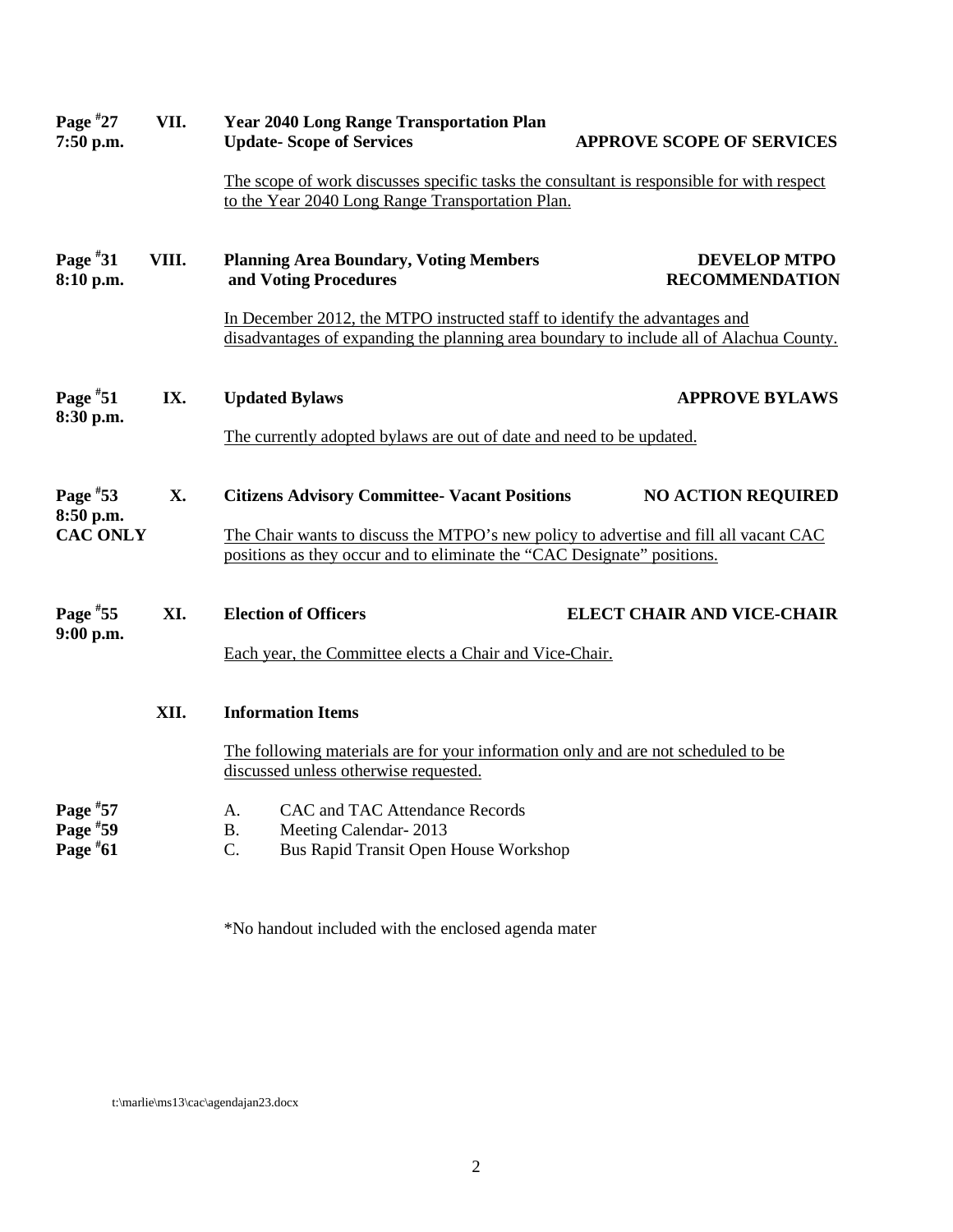**Page #27** **7:50 p.m.** **VII. Year 2040 Long Range Transportation Plan Update- Scope of Services** **APPROVE SCOPE OF SERVICES**

The scope of work discusses specific tasks the consultant is responsible for with respect to the Year 2040 Long Range Transportation Plan.

**Page #31** **8:10 p.m.** **VIII. Planning Area Boundary, Voting Members and Voting Procedures** **DEVELOP MTPO RECOMMENDATION**

In December 2012, the MTPO instructed staff to identify the advantages and disadvantages of expanding the planning area boundary to include all of Alachua County.

**Page #51** **8:30 p.m.** **IX. Updated Bylaws** **APPROVE BYLAWS**

The currently adopted bylaws are out of date and need to be updated.

**Page #53** **8:50 p.m.** **CAC ONLY** **X. Citizens Advisory Committee- Vacant Positions** **NO ACTION REQUIRED**

The Chair wants to discuss the MTPO's new policy to advertise and fill all vacant CAC positions as they occur and to eliminate the "CAC Designate" positions.

**Page #55** **9:00 p.m.** **XI. Election of Officers** **ELECT CHAIR AND VICE-CHAIR**

Each year, the Committee elects a Chair and Vice-Chair.

**XII. Information Items**

The following materials are for your information only and are not scheduled to be discussed unless otherwise requested.

**Page #57** A. CAC and TAC Attendance Records
**Page #59** B. Meeting Calendar- 2013
**Page #61** C. Bus Rapid Transit Open House Workshop

*No handout included with the enclosed agenda mater

t:\marlie\ms13\cac\agendajan23.docx